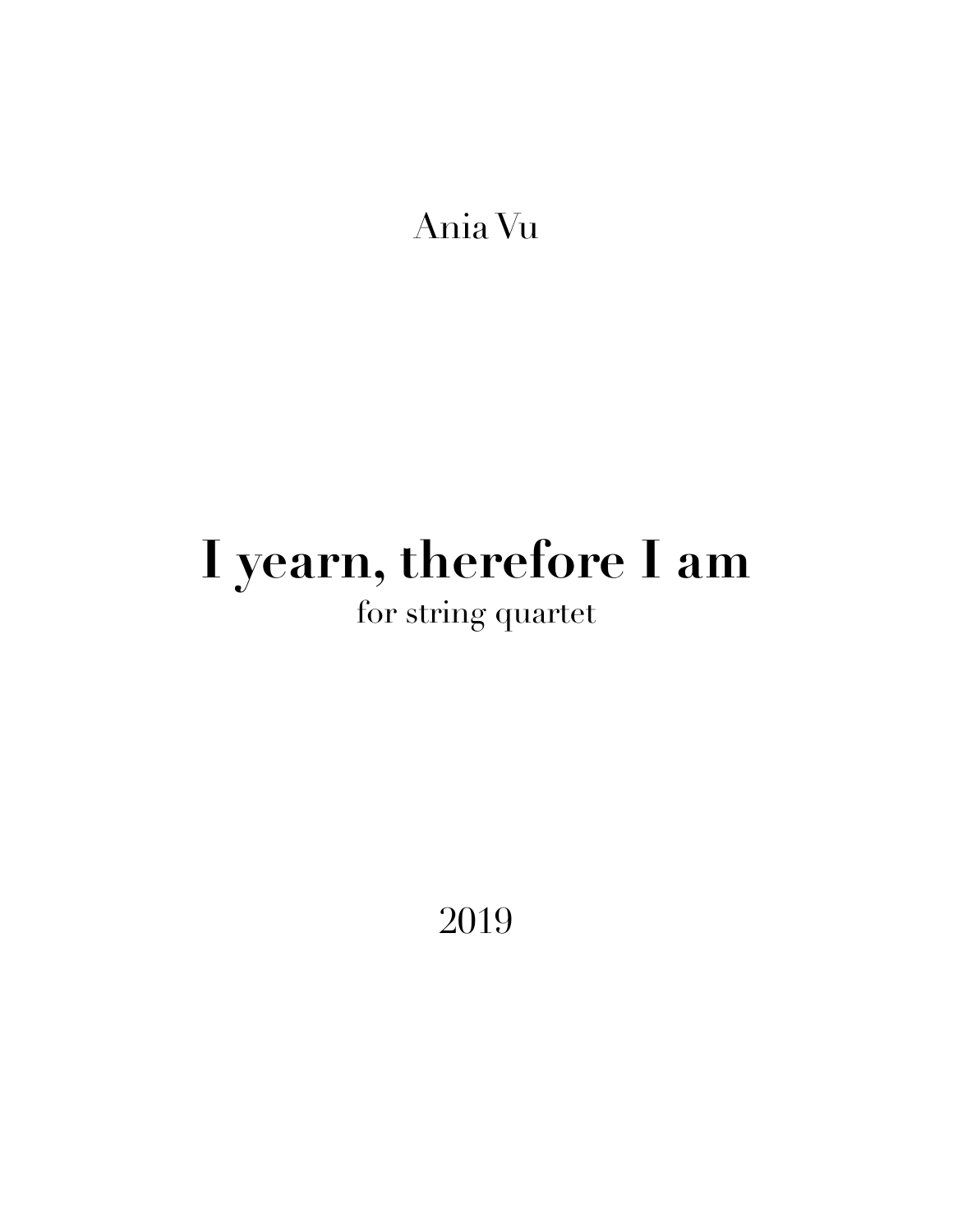Ania Vu

# I yearn, therefore I am

for string quartet

2019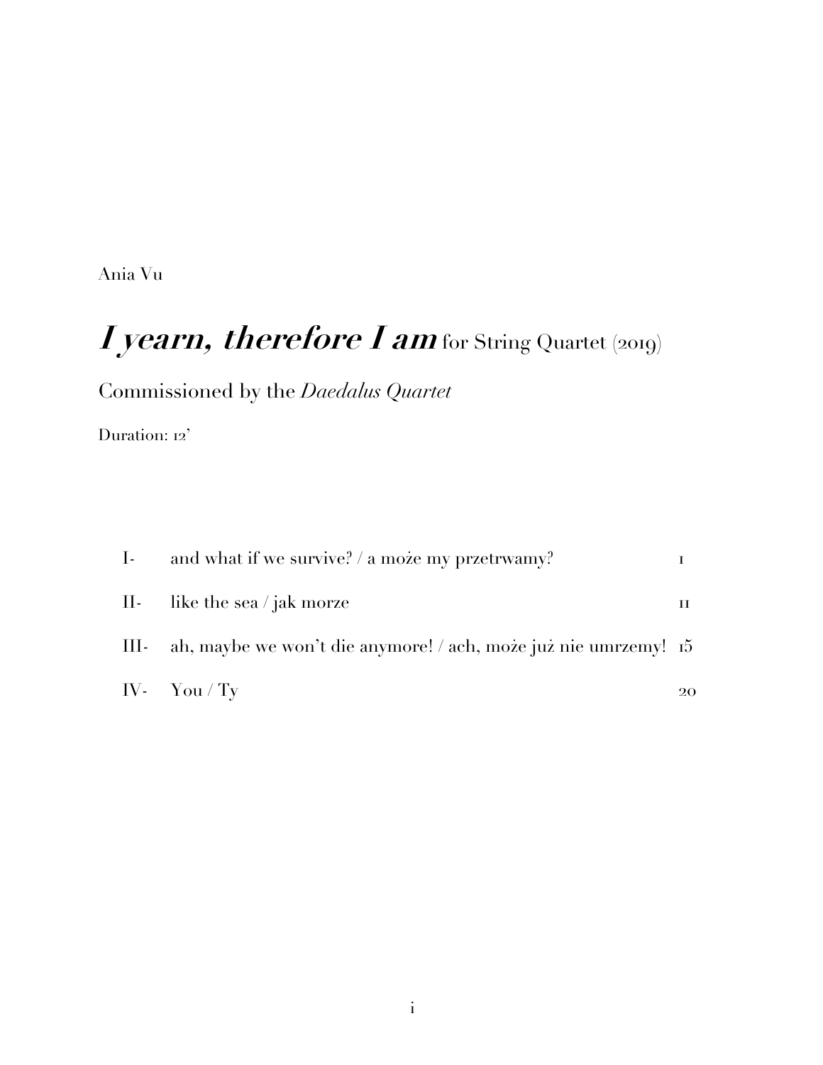Ania Vu

# ***I yearn, therefore I am*** for String Quartet (2019)

Commissioned by the *Daedalus Quartet*

Duration: 12'

| | | |
|---|---|---|
| I- | and what if we survive? / a może my przetrwamy? | 1 |
| II- | like the sea / jak morze | 11 |
| III- | ah, maybe we won't die anymore! / ach, może już nie umrzemy! | 15 |
| IV- | You / Ty | 20 |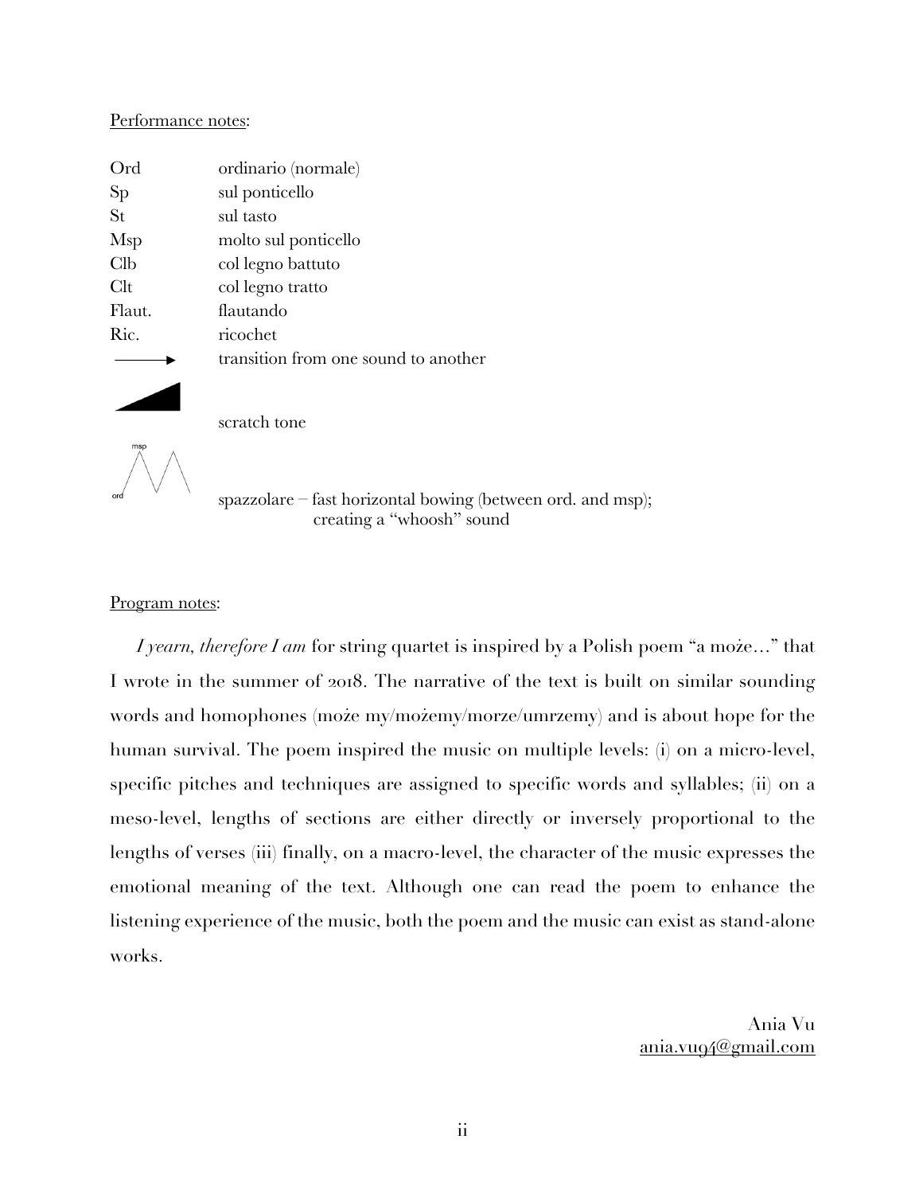Performance notes:

| | |
|---|---|
| Ord | ordinario (normale) |
| Sp | sul ponticello |
| St | sul tasto |
| Msp | molto sul ponticello |
| Clb | col legno battuto |
| Clt | col legno tratto |
| Flaut. | flautando |
| Ric. | ricochet |
| → | transition from one sound to another |
| | scratch tone |
| | spazzolare – fast horizontal bowing (between ord. and msp); creating a "whoosh" sound |

Program notes:

*I yearn, therefore I am* for string quartet is inspired by a Polish poem "a może…" that I wrote in the summer of 2018. The narrative of the text is built on similar sounding words and homophones (może my/możemy/morze/umrzemy) and is about hope for the human survival. The poem inspired the music on multiple levels: (i) on a micro-level, specific pitches and techniques are assigned to specific words and syllables; (ii) on a meso-level, lengths of sections are either directly or inversely proportional to the lengths of verses (iii) finally, on a macro-level, the character of the music expresses the emotional meaning of the text. Although one can read the poem to enhance the listening experience of the music, both the poem and the music can exist as stand-alone works.

Ania Vu
ania.vu94@gmail.com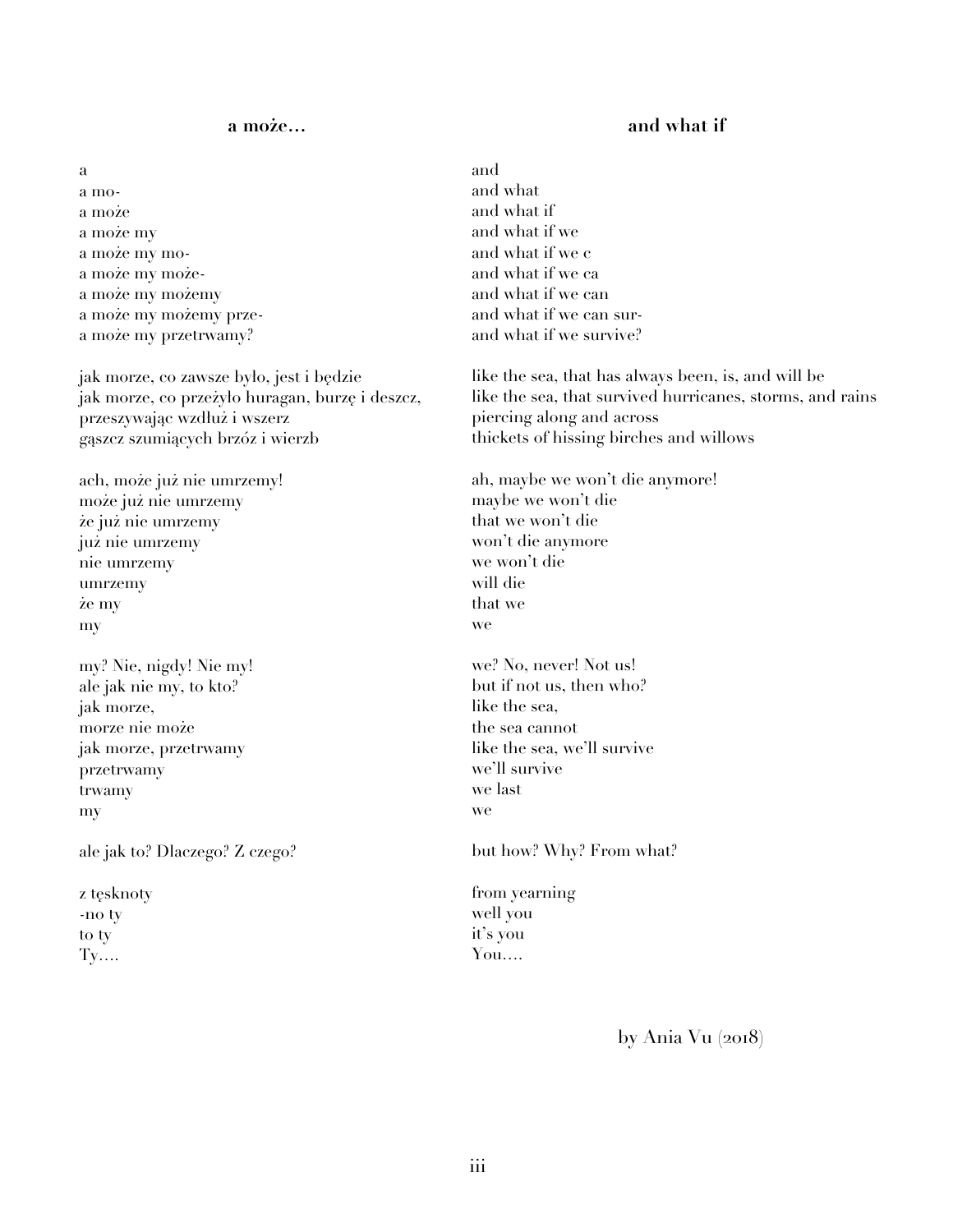## a może…

a
a mo-
a może
a może my
a może my mo-
a może my może-
a może my możemy
a może my możemy prze-
a może my przetrwamy?

jak morze, co zawsze było, jest i będzie
jak morze, co przeżyło huragan, burzę i deszcz,
przeszywając wzdłuż i wszerz
gąszcz szumiących brzóz i wierzb

ach, może już nie umrzemy!
może już nie umrzemy
że już nie umrzemy
już nie umrzemy
nie umrzemy
umrzemy
że my
my

my? Nie, nigdy! Nie my!
ale jak nie my, to kto?
jak morze,
morze nie może
jak morze, przetrwamy
przetrwamy
trwamy
my

ale jak to? Dlaczego? Z czego?

z tęsknoty
-no ty
to ty
Ty….

## and what if

and
and what
and what if
and what if we
and what if we c
and what if we ca
and what if we can
and what if we can sur-
and what if we survive?

like the sea, that has always been, is, and will be
like the sea, that survived hurricanes, storms, and rains
piercing along and across
thickets of hissing birches and willows

ah, maybe we won't die anymore!
maybe we won't die
that we won't die
won't die anymore
we won't die
will die
that we
we

we? No, never! Not us!
but if not us, then who?
like the sea,
the sea cannot
like the sea, we'll survive
we'll survive
we last
we

but how? Why? From what?

from yearning
well you
it's you
You….

by Ania Vu (2018)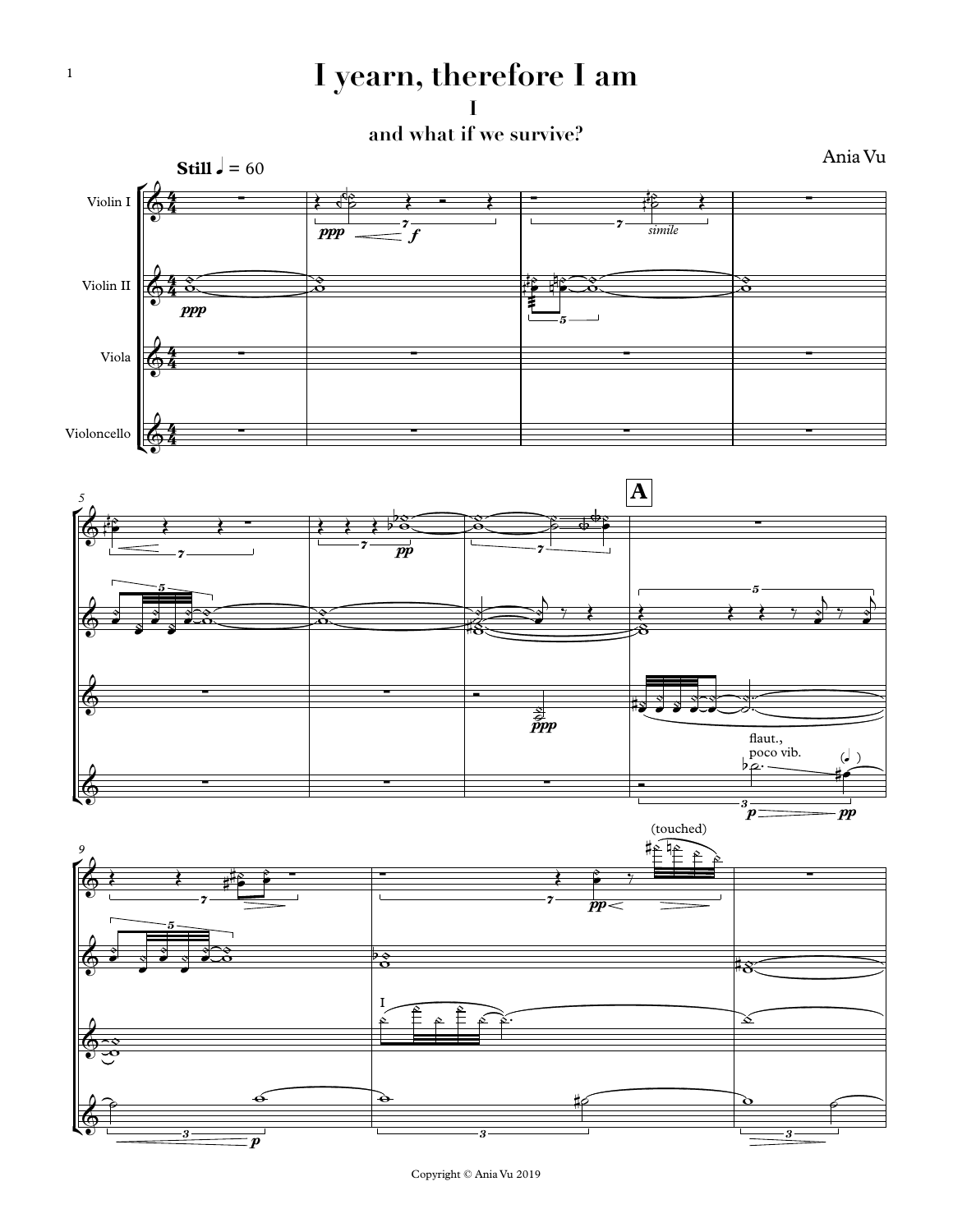# I yearn, therefore I am

## I

### and what if we survive?

Ania Vu

Copyright © Ania Vu 2019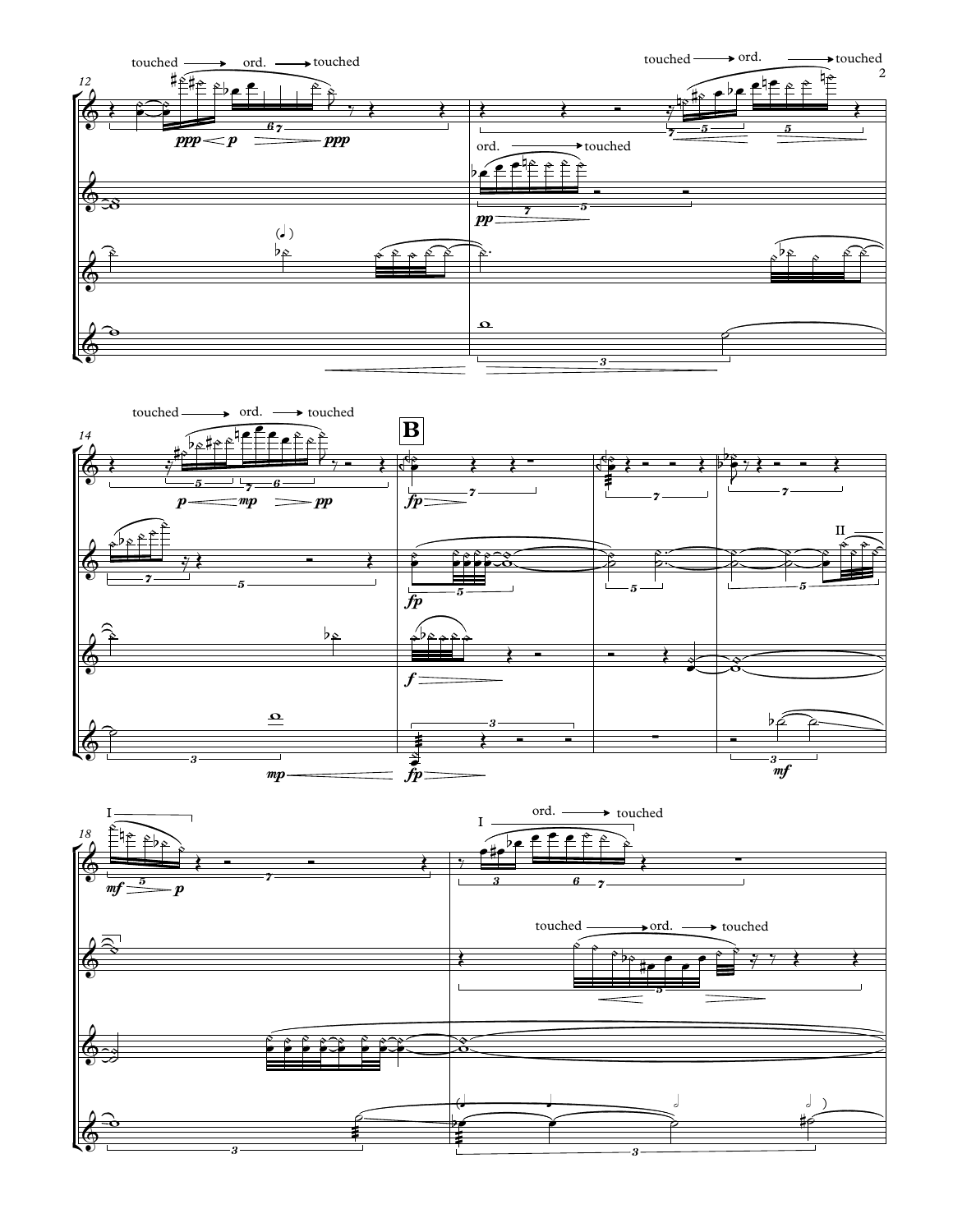touched → ord. → touched

touched → ord. → touched

ord. → touched

touched → ord. → touched

**B**

II

I

I

ord. → touched

touched → ord. → touched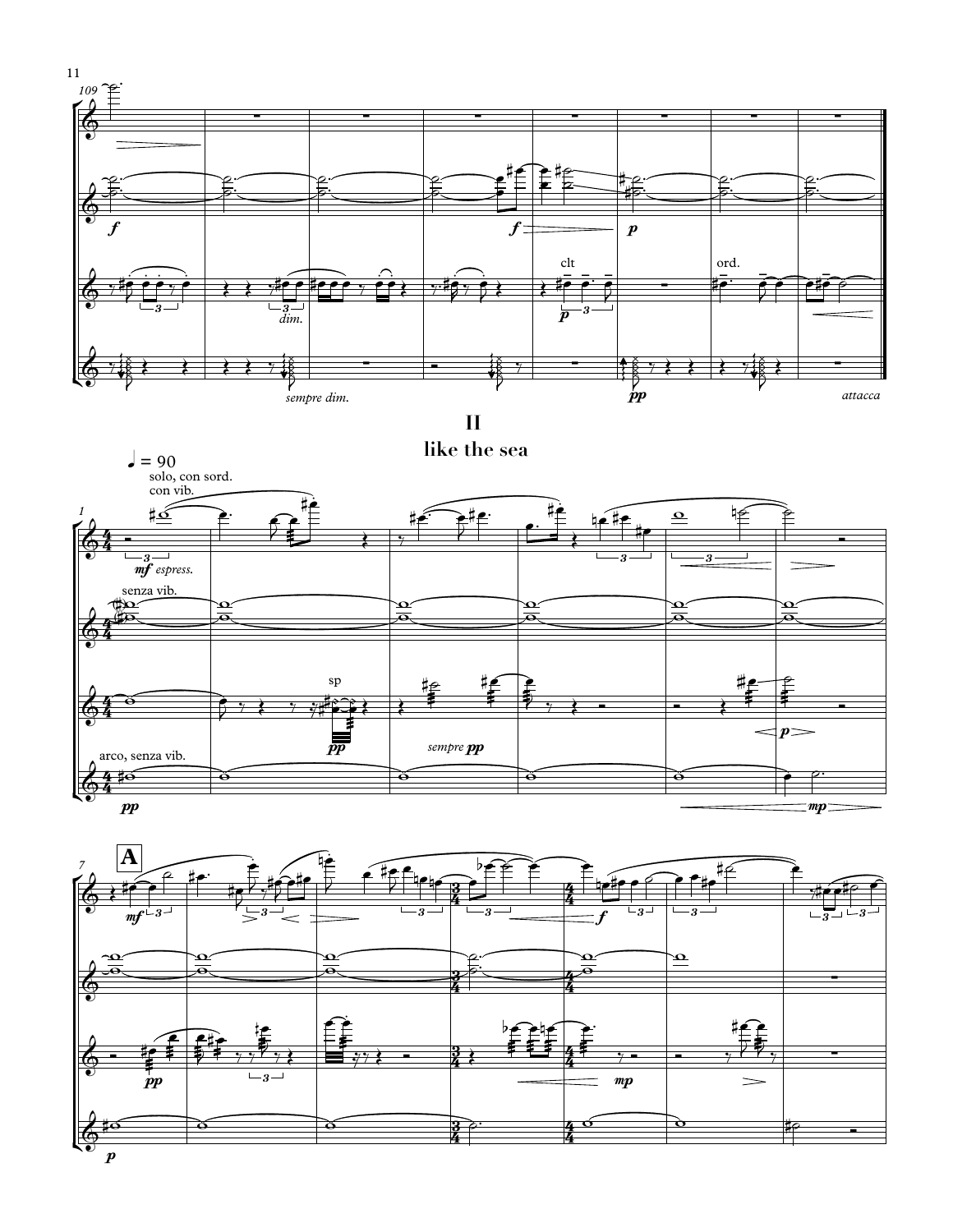## II

## like the sea

♩ = 90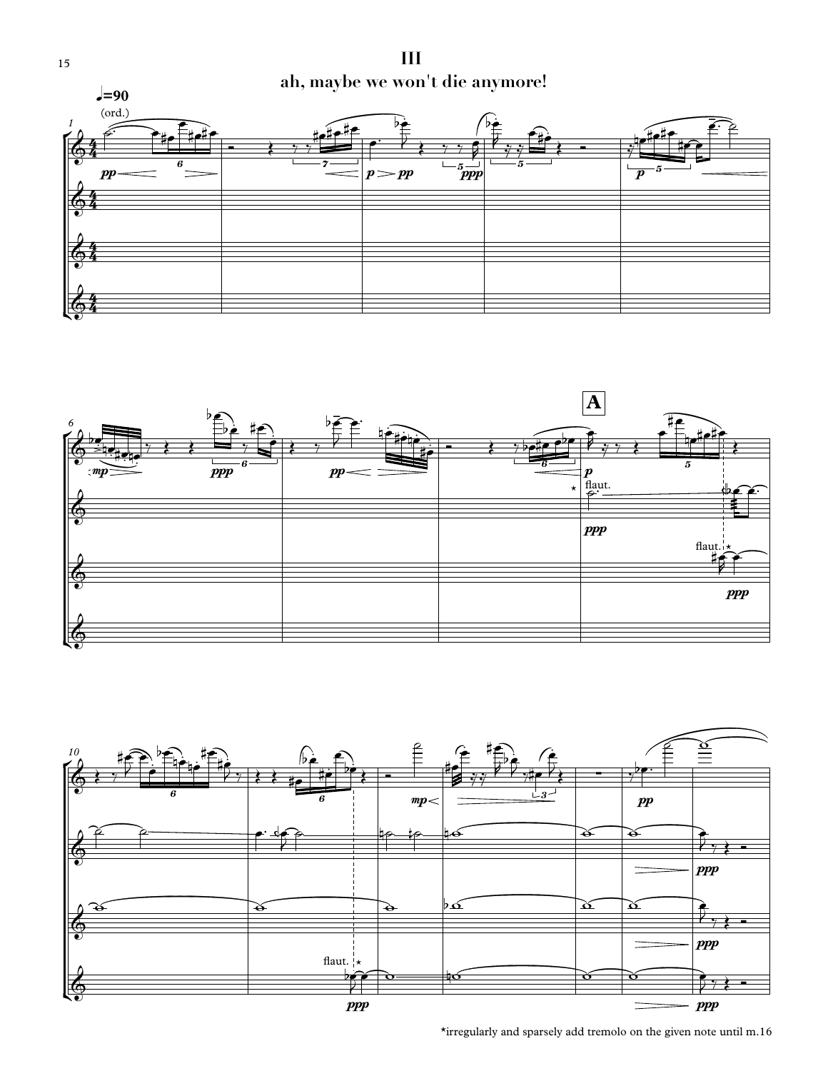# III

## ah, maybe we won't die anymore!

*irregularly and sparsely add tremolo on the given note until m.16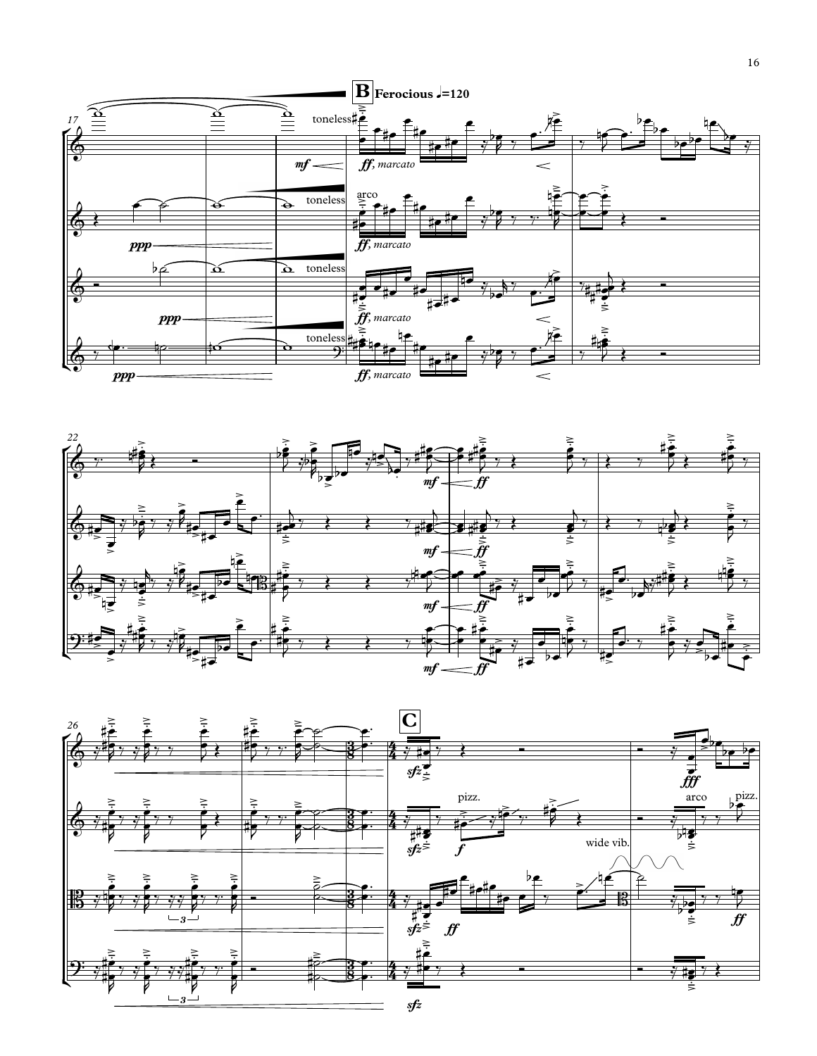**B** Ferocious ♩=120

toneless

*mf* *ff*, *marcato*

arco

toneless

*ppp* *ff*, *marcato*

toneless

*ppp* *ff*, *marcato*

toneless

*ppp* *ff*, *marcato*

*mf* *ff*

**C**

*sfz* *fff*

pizz. arco pizz.

*f*

wide vib.

*ff* *ff*

*sfz*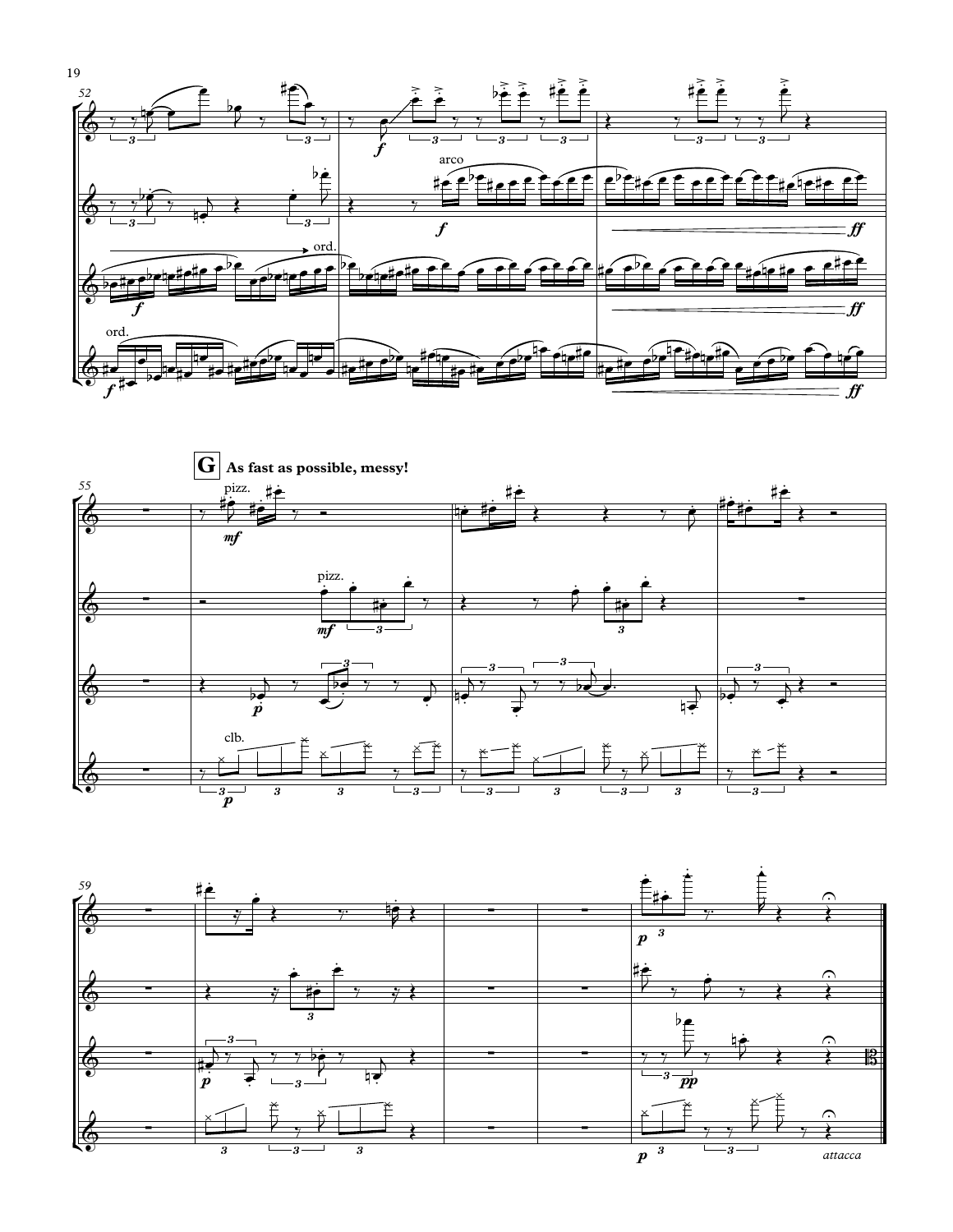**G** **As fast as possible, messy!**

*attacca*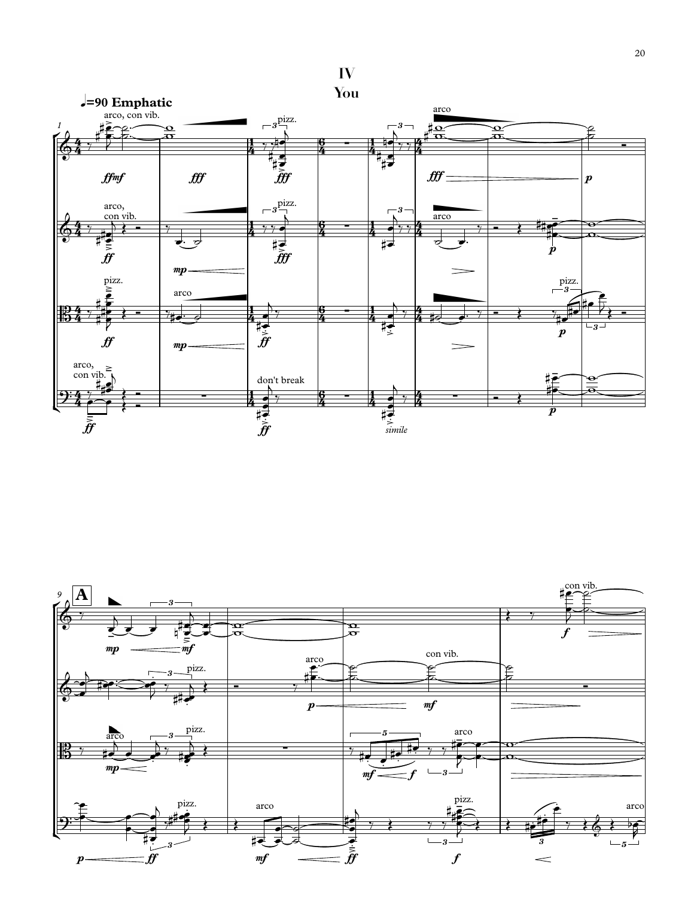# IV

## You